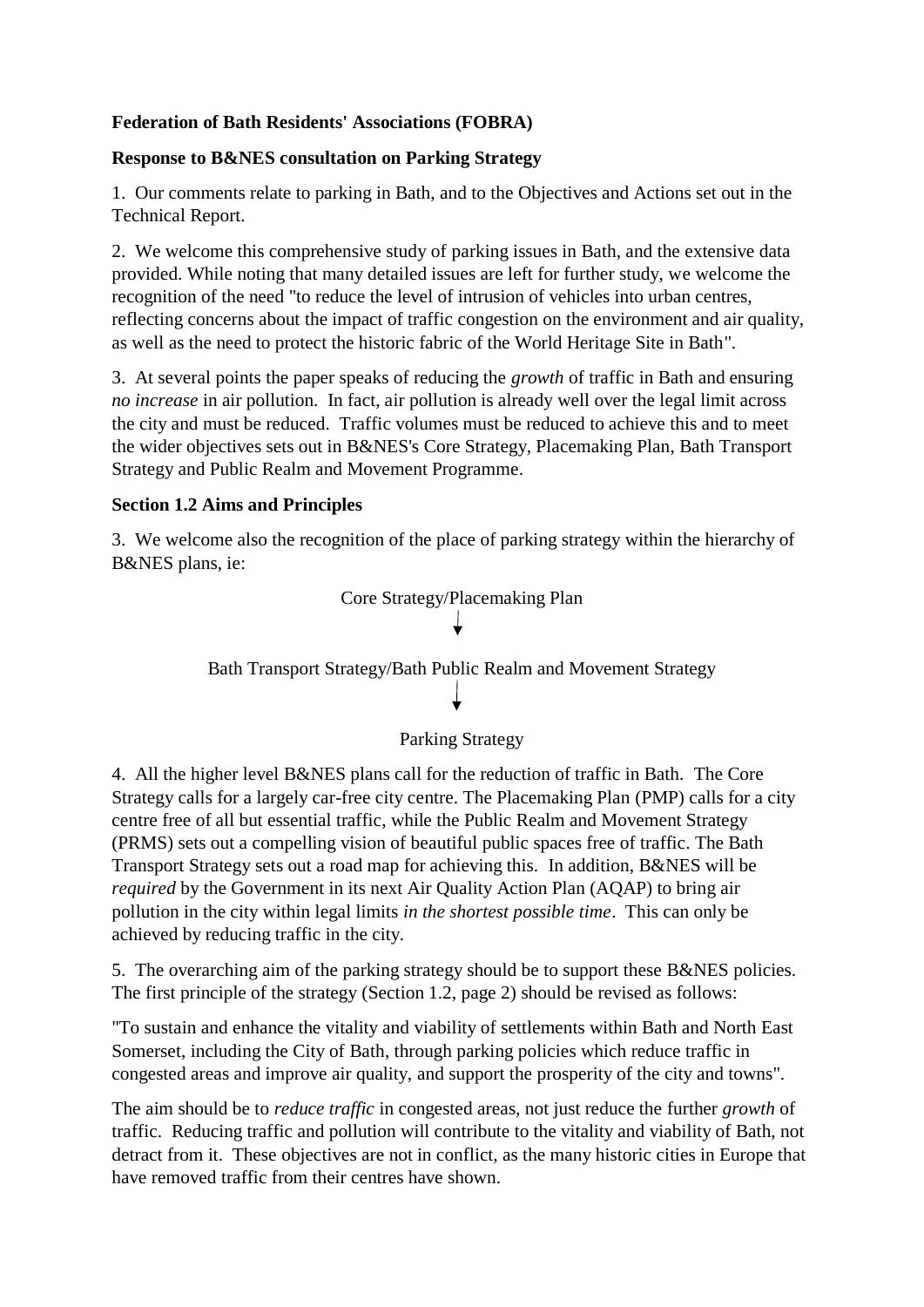**Federation of Bath Residents' Associations (FOBRA)**

**Response to B&NES consultation on Parking Strategy**

1. Our comments relate to parking in Bath, and to the Objectives and Actions set out in the Technical Report.

2. We welcome this comprehensive study of parking issues in Bath, and the extensive data provided. While noting that many detailed issues are left for further study, we welcome the recognition of the need "to reduce the level of intrusion of vehicles into urban centres, reflecting concerns about the impact of traffic congestion on the environment and air quality, as well as the need to protect the historic fabric of the World Heritage Site in Bath".

3. At several points the paper speaks of reducing the *growth* of traffic in Bath and ensuring *no increase* in air pollution. In fact, air pollution is already well over the legal limit across the city and must be reduced. Traffic volumes must be reduced to achieve this and to meet the wider objectives sets out in B&NES's Core Strategy, Placemaking Plan, Bath Transport Strategy and Public Realm and Movement Programme.

**Section 1.2 Aims and Principles**

3. We welcome also the recognition of the place of parking strategy within the hierarchy of B&NES plans, ie:

Core Strategy/Placemaking Plan

↓

Bath Transport Strategy/Bath Public Realm and Movement Strategy

↓

Parking Strategy

4. All the higher level B&NES plans call for the reduction of traffic in Bath. The Core Strategy calls for a largely car-free city centre. The Placemaking Plan (PMP) calls for a city centre free of all but essential traffic, while the Public Realm and Movement Strategy (PRMS) sets out a compelling vision of beautiful public spaces free of traffic. The Bath Transport Strategy sets out a road map for achieving this. In addition, B&NES will be *required* by the Government in its next Air Quality Action Plan (AQAP) to bring air pollution in the city within legal limits *in the shortest possible time*. This can only be achieved by reducing traffic in the city.

5. The overarching aim of the parking strategy should be to support these B&NES policies. The first principle of the strategy (Section 1.2, page 2) should be revised as follows:

"To sustain and enhance the vitality and viability of settlements within Bath and North East Somerset, including the City of Bath, through parking policies which reduce traffic in congested areas and improve air quality, and support the prosperity of the city and towns".

The aim should be to *reduce traffic* in congested areas, not just reduce the further *growth* of traffic. Reducing traffic and pollution will contribute to the vitality and viability of Bath, not detract from it. These objectives are not in conflict, as the many historic cities in Europe that have removed traffic from their centres have shown.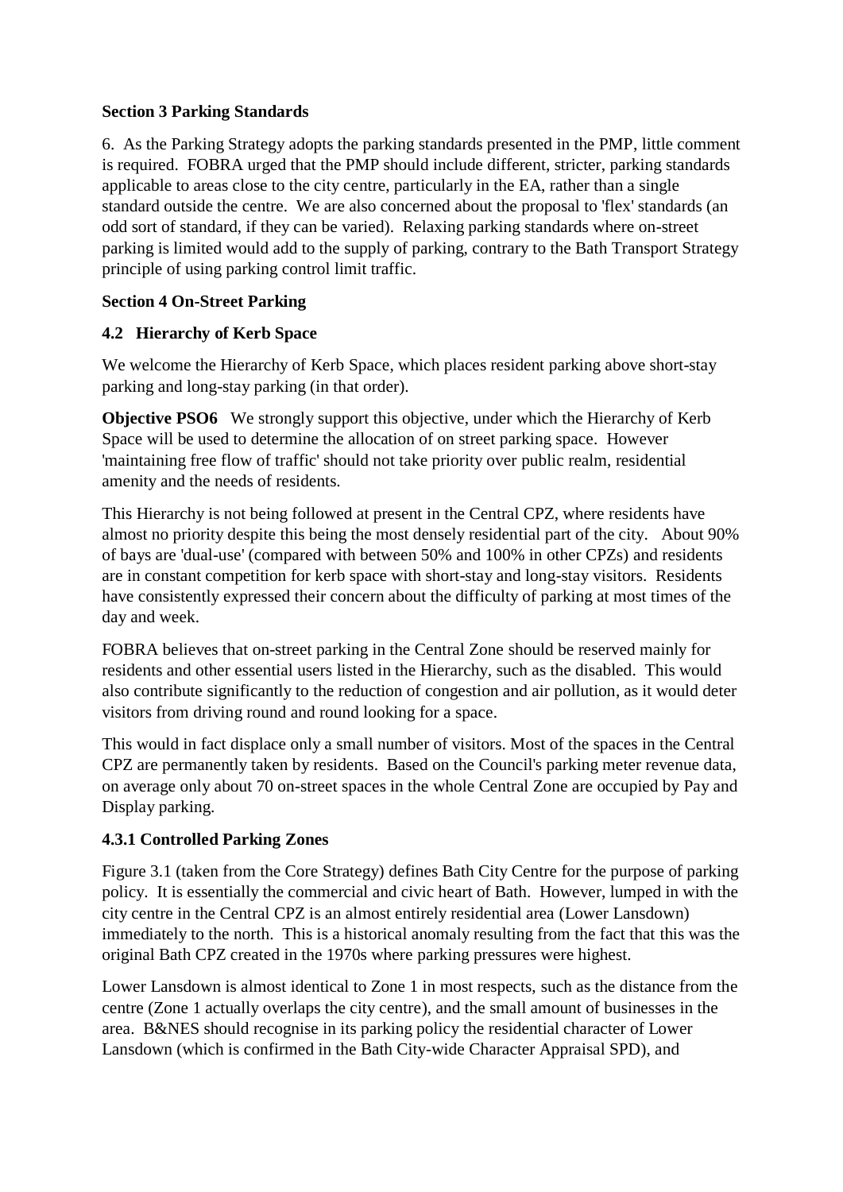**Section 3 Parking Standards**

6. As the Parking Strategy adopts the parking standards presented in the PMP, little comment is required. FOBRA urged that the PMP should include different, stricter, parking standards applicable to areas close to the city centre, particularly in the EA, rather than a single standard outside the centre. We are also concerned about the proposal to 'flex' standards (an odd sort of standard, if they can be varied). Relaxing parking standards where on-street parking is limited would add to the supply of parking, contrary to the Bath Transport Strategy principle of using parking control limit traffic.

**Section 4 On-Street Parking**

**4.2 Hierarchy of Kerb Space**

We welcome the Hierarchy of Kerb Space, which places resident parking above short-stay parking and long-stay parking (in that order).

**Objective PSO6** We strongly support this objective, under which the Hierarchy of Kerb Space will be used to determine the allocation of on street parking space. However 'maintaining free flow of traffic' should not take priority over public realm, residential amenity and the needs of residents.

This Hierarchy is not being followed at present in the Central CPZ, where residents have almost no priority despite this being the most densely residential part of the city. About 90% of bays are 'dual-use' (compared with between 50% and 100% in other CPZs) and residents are in constant competition for kerb space with short-stay and long-stay visitors. Residents have consistently expressed their concern about the difficulty of parking at most times of the day and week.

FOBRA believes that on-street parking in the Central Zone should be reserved mainly for residents and other essential users listed in the Hierarchy, such as the disabled. This would also contribute significantly to the reduction of congestion and air pollution, as it would deter visitors from driving round and round looking for a space.

This would in fact displace only a small number of visitors. Most of the spaces in the Central CPZ are permanently taken by residents. Based on the Council's parking meter revenue data, on average only about 70 on-street spaces in the whole Central Zone are occupied by Pay and Display parking.

**4.3.1 Controlled Parking Zones**

Figure 3.1 (taken from the Core Strategy) defines Bath City Centre for the purpose of parking policy. It is essentially the commercial and civic heart of Bath. However, lumped in with the city centre in the Central CPZ is an almost entirely residential area (Lower Lansdown) immediately to the north. This is a historical anomaly resulting from the fact that this was the original Bath CPZ created in the 1970s where parking pressures were highest.

Lower Lansdown is almost identical to Zone 1 in most respects, such as the distance from the centre (Zone 1 actually overlaps the city centre), and the small amount of businesses in the area. B&NES should recognise in its parking policy the residential character of Lower Lansdown (which is confirmed in the Bath City-wide Character Appraisal SPD), and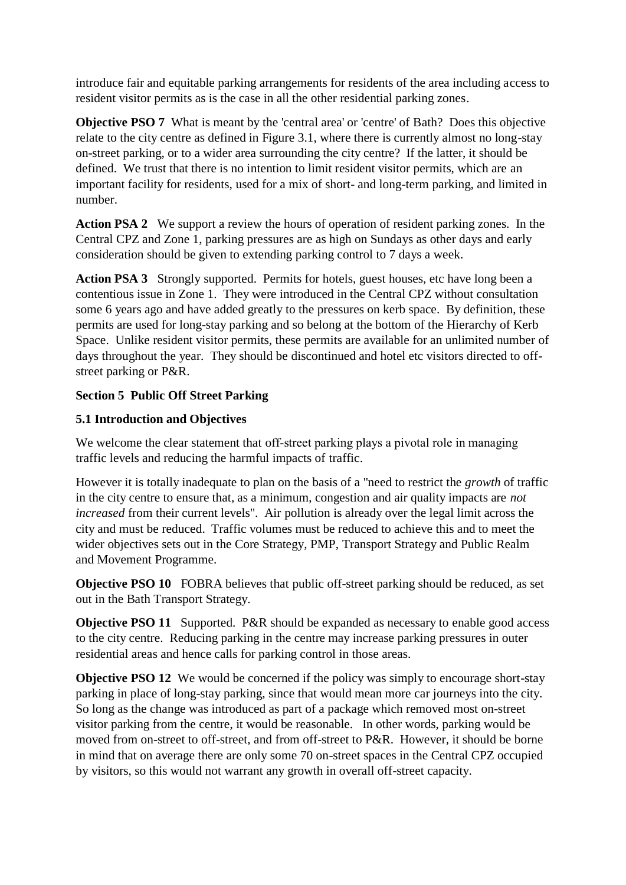introduce fair and equitable parking arrangements for residents of the area including access to resident visitor permits as is the case in all the other residential parking zones.

**Objective PSO 7** What is meant by the 'central area' or 'centre' of Bath? Does this objective relate to the city centre as defined in Figure 3.1, where there is currently almost no long-stay on-street parking, or to a wider area surrounding the city centre? If the latter, it should be defined. We trust that there is no intention to limit resident visitor permits, which are an important facility for residents, used for a mix of short- and long-term parking, and limited in number.

**Action PSA 2** We support a review the hours of operation of resident parking zones. In the Central CPZ and Zone 1, parking pressures are as high on Sundays as other days and early consideration should be given to extending parking control to 7 days a week.

**Action PSA 3** Strongly supported. Permits for hotels, guest houses, etc have long been a contentious issue in Zone 1. They were introduced in the Central CPZ without consultation some 6 years ago and have added greatly to the pressures on kerb space. By definition, these permits are used for long-stay parking and so belong at the bottom of the Hierarchy of Kerb Space. Unlike resident visitor permits, these permits are available for an unlimited number of days throughout the year. They should be discontinued and hotel etc visitors directed to off-street parking or P&R.

## Section 5 Public Off Street Parking

### 5.1 Introduction and Objectives

We welcome the clear statement that off-street parking plays a pivotal role in managing traffic levels and reducing the harmful impacts of traffic.

However it is totally inadequate to plan on the basis of a "need to restrict the *growth* of traffic in the city centre to ensure that, as a minimum, congestion and air quality impacts are *not increased* from their current levels". Air pollution is already over the legal limit across the city and must be reduced. Traffic volumes must be reduced to achieve this and to meet the wider objectives sets out in the Core Strategy, PMP, Transport Strategy and Public Realm and Movement Programme.

**Objective PSO 10** FOBRA believes that public off-street parking should be reduced, as set out in the Bath Transport Strategy.

**Objective PSO 11** Supported. P&R should be expanded as necessary to enable good access to the city centre. Reducing parking in the centre may increase parking pressures in outer residential areas and hence calls for parking control in those areas.

**Objective PSO 12** We would be concerned if the policy was simply to encourage short-stay parking in place of long-stay parking, since that would mean more car journeys into the city. So long as the change was introduced as part of a package which removed most on-street visitor parking from the centre, it would be reasonable. In other words, parking would be moved from on-street to off-street, and from off-street to P&R. However, it should be borne in mind that on average there are only some 70 on-street spaces in the Central CPZ occupied by visitors, so this would not warrant any growth in overall off-street capacity.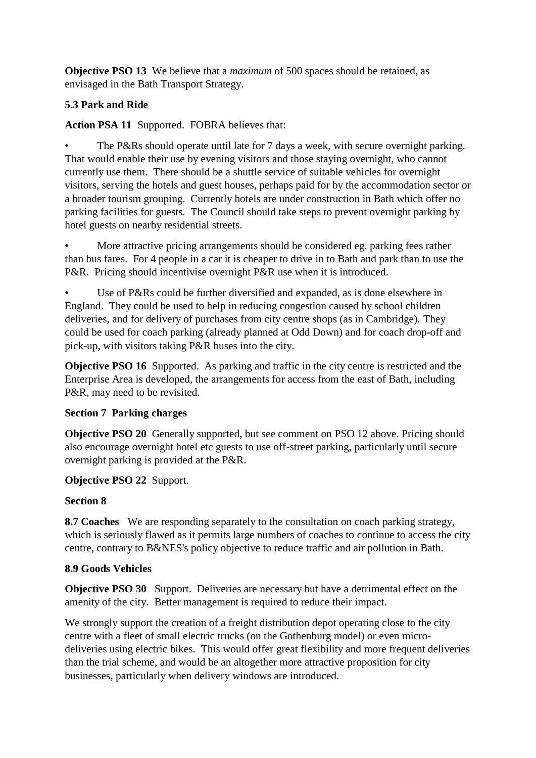**Objective PSO 13** We believe that a *maximum* of 500 spaces should be retained, as envisaged in the Bath Transport Strategy.

**5.3 Park and Ride**

**Action PSA 11** Supported. FOBRA believes that:

- The P&Rs should operate until late for 7 days a week, with secure overnight parking. That would enable their use by evening visitors and those staying overnight, who cannot currently use them. There should be a shuttle service of suitable vehicles for overnight visitors, serving the hotels and guest houses, perhaps paid for by the accommodation sector or a broader tourism grouping. Currently hotels are under construction in Bath which offer no parking facilities for guests. The Council should take steps to prevent overnight parking by hotel guests on nearby residential streets.
- More attractive pricing arrangements should be considered eg. parking fees rather than bus fares. For 4 people in a car it is cheaper to drive in to Bath and park than to use the P&R. Pricing should incentivise overnight P&R use when it is introduced.
- Use of P&Rs could be further diversified and expanded, as is done elsewhere in England. They could be used to help in reducing congestion caused by school children deliveries, and for delivery of purchases from city centre shops (as in Cambridge). They could be used for coach parking (already planned at Odd Down) and for coach drop-off and pick-up, with visitors taking P&R buses into the city.

**Objective PSO 16** Supported. As parking and traffic in the city centre is restricted and the Enterprise Area is developed, the arrangements for access from the east of Bath, including P&R, may need to be revisited.

**Section 7 Parking charges**

**Objective PSO 20** Generally supported, but see comment on PSO 12 above. Pricing should also encourage overnight hotel etc guests to use off-street parking, particularly until secure overnight parking is provided at the P&R.

**Objective PSO 22** Support.

**Section 8**

**8.7 Coaches** We are responding separately to the consultation on coach parking strategy, which is seriously flawed as it permits large numbers of coaches to continue to access the city centre, contrary to B&NES's policy objective to reduce traffic and air pollution in Bath.

**8.9 Goods Vehicles**

**Objective PSO 30** Support. Deliveries are necessary but have a detrimental effect on the amenity of the city. Better management is required to reduce their impact.

We strongly support the creation of a freight distribution depot operating close to the city centre with a fleet of small electric trucks (on the Gothenburg model) or even micro-deliveries using electric bikes. This would offer great flexibility and more frequent deliveries than the trial scheme, and would be an altogether more attractive proposition for city businesses, particularly when delivery windows are introduced.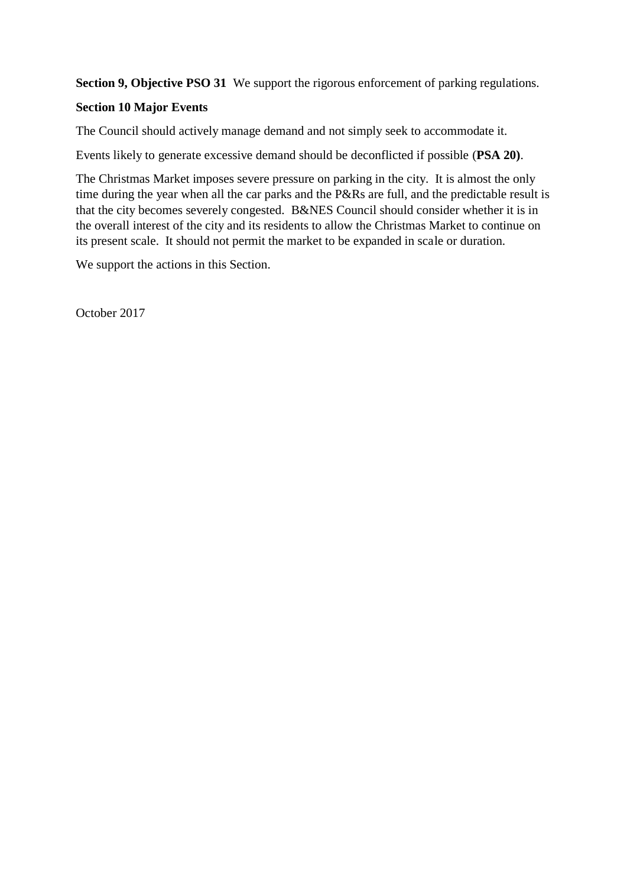**Section 9, Objective PSO 31** We support the rigorous enforcement of parking regulations.

**Section 10 Major Events**

The Council should actively manage demand and not simply seek to accommodate it.

Events likely to generate excessive demand should be deconflicted if possible (**PSA 20)**.

The Christmas Market imposes severe pressure on parking in the city. It is almost the only time during the year when all the car parks and the P&Rs are full, and the predictable result is that the city becomes severely congested. B&NES Council should consider whether it is in the overall interest of the city and its residents to allow the Christmas Market to continue on its present scale. It should not permit the market to be expanded in scale or duration.

We support the actions in this Section.

October 2017